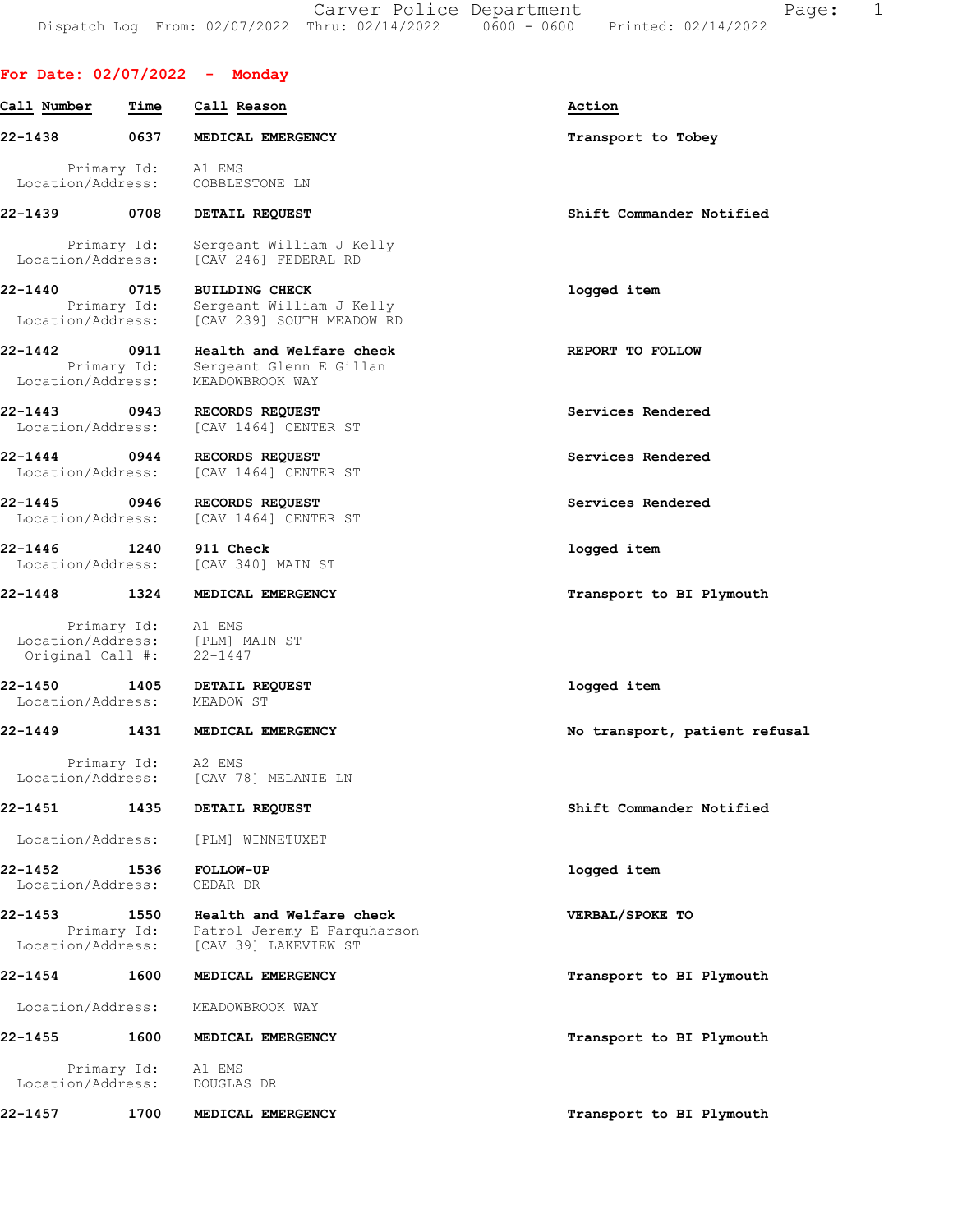Carver Police Department
Dispatch Log From: 02/07/2022 Thru: 02/14/2022 0600 - 0600 Printed: 02/14/2022

## For Date: 02/07/2022 - Monday

| Call Number | Time | Call Reason | Action |
|---|---|---|---|
| 22-1438 | 0637 | MEDICAL EMERGENCY | Transport to Tobey |
| | Primary Id: | A1 EMS | |
| | Location/Address: | COBBLESTONE LN | |
| 22-1439 | 0708 | DETAIL REQUEST | Shift Commander Notified |
| | Primary Id: | Sergeant William J Kelly | |
| | Location/Address: | [CAV 246] FEDERAL RD | |
| 22-1440 | 0715 | BUILDING CHECK | logged item |
| | Primary Id: | Sergeant William J Kelly | |
| | Location/Address: | [CAV 239] SOUTH MEADOW RD | |
| 22-1442 | 0911 | Health and Welfare check | REPORT TO FOLLOW |
| | Primary Id: | Sergeant Glenn E Gillan | |
| | Location/Address: | MEADOWBROOK WAY | |
| 22-1443 | 0943 | RECORDS REQUEST | Services Rendered |
| | Location/Address: | [CAV 1464] CENTER ST | |
| 22-1444 | 0944 | RECORDS REQUEST | Services Rendered |
| | Location/Address: | [CAV 1464] CENTER ST | |
| 22-1445 | 0946 | RECORDS REQUEST | Services Rendered |
| | Location/Address: | [CAV 1464] CENTER ST | |
| 22-1446 | 1240 | 911 Check | logged item |
| | Location/Address: | [CAV 340] MAIN ST | |
| 22-1448 | 1324 | MEDICAL EMERGENCY | Transport to BI Plymouth |
| | Primary Id: | A1 EMS | |
| | Location/Address: | [PLM] MAIN ST | |
| | Original Call #: | 22-1447 | |
| 22-1450 | 1405 | DETAIL REQUEST | logged item |
| | Location/Address: | MEADOW ST | |
| 22-1449 | 1431 | MEDICAL EMERGENCY | No transport, patient refusal |
| | Primary Id: | A2 EMS | |
| | Location/Address: | [CAV 78] MELANIE LN | |
| 22-1451 | 1435 | DETAIL REQUEST | Shift Commander Notified |
| | Location/Address: | [PLM] WINNETUXET | |
| 22-1452 | 1536 | FOLLOW-UP | logged item |
| | Location/Address: | CEDAR DR | |
| 22-1453 | 1550 | Health and Welfare check | VERBAL/SPOKE TO |
| | Primary Id: | Patrol Jeremy E Farquharson | |
| | Location/Address: | [CAV 39] LAKEVIEW ST | |
| 22-1454 | 1600 | MEDICAL EMERGENCY | Transport to BI Plymouth |
| | Location/Address: | MEADOWBROOK WAY | |
| 22-1455 | 1600 | MEDICAL EMERGENCY | Transport to BI Plymouth |
| | Primary Id: | A1 EMS | |
| | Location/Address: | DOUGLAS DR | |
| 22-1457 | 1700 | MEDICAL EMERGENCY | Transport to BI Plymouth |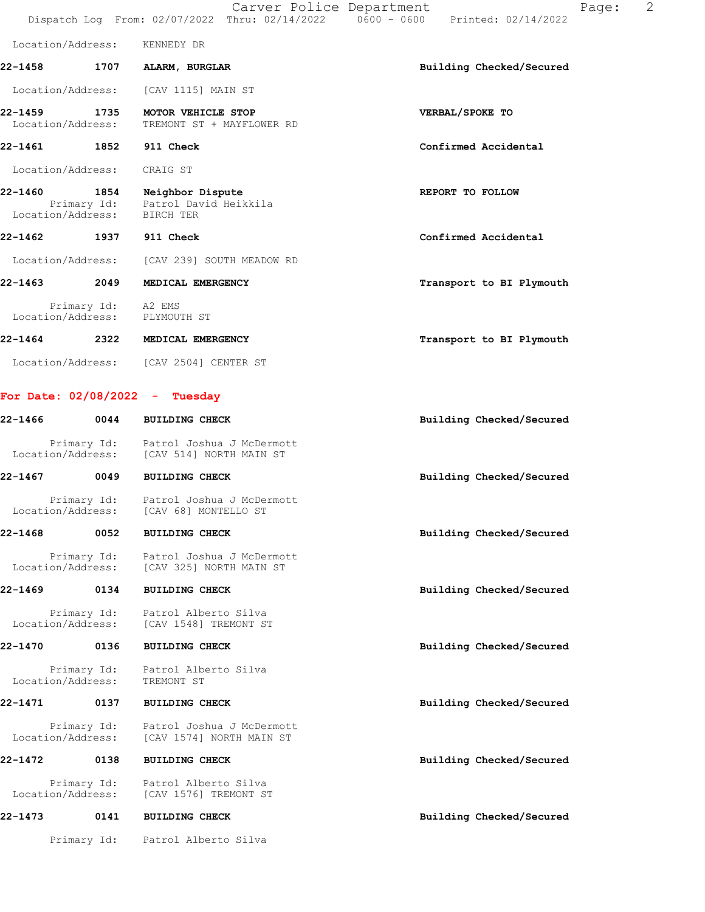Location/Address: KENNEDY DR

**22-1458 1707 ALARM, BURGLAR** **Building Checked/Secured**

Location/Address: [CAV 1115] MAIN ST

**22-1459 1735 MOTOR VEHICLE STOP** **VERBAL/SPOKE TO**
Location/Address: TREMONT ST + MAYFLOWER RD

**22-1461 1852 911 Check** **Confirmed Accidental**

Location/Address: CRAIG ST

**22-1460 1854 Neighbor Dispute** **REPORT TO FOLLOW**
Primary Id: Patrol David Heikkila
Location/Address: BIRCH TER

**22-1462 1937 911 Check** **Confirmed Accidental**

Location/Address: [CAV 239] SOUTH MEADOW RD

**22-1463 2049 MEDICAL EMERGENCY** **Transport to BI Plymouth**

Primary Id: A2 EMS
Location/Address: PLYMOUTH ST

**22-1464 2322 MEDICAL EMERGENCY** **Transport to BI Plymouth**

Location/Address: [CAV 2504] CENTER ST

## For Date: 02/08/2022 - Tuesday

**22-1466 0044 BUILDING CHECK** **Building Checked/Secured**

Primary Id: Patrol Joshua J McDermott
Location/Address: [CAV 514] NORTH MAIN ST

**22-1467 0049 BUILDING CHECK** **Building Checked/Secured**

Primary Id: Patrol Joshua J McDermott
Location/Address: [CAV 68] MONTELLO ST

**22-1468 0052 BUILDING CHECK** **Building Checked/Secured**

Primary Id: Patrol Joshua J McDermott
Location/Address: [CAV 325] NORTH MAIN ST

**22-1469 0134 BUILDING CHECK** **Building Checked/Secured**

Primary Id: Patrol Alberto Silva
Location/Address: [CAV 1548] TREMONT ST

**22-1470 0136 BUILDING CHECK** **Building Checked/Secured**

Primary Id: Patrol Alberto Silva
Location/Address: TREMONT ST

**22-1471 0137 BUILDING CHECK** **Building Checked/Secured**

Primary Id: Patrol Joshua J McDermott
Location/Address: [CAV 1574] NORTH MAIN ST

**22-1472 0138 BUILDING CHECK** **Building Checked/Secured**

Primary Id: Patrol Alberto Silva
Location/Address: [CAV 1576] TREMONT ST

**22-1473 0141 BUILDING CHECK** **Building Checked/Secured**

Primary Id: Patrol Alberto Silva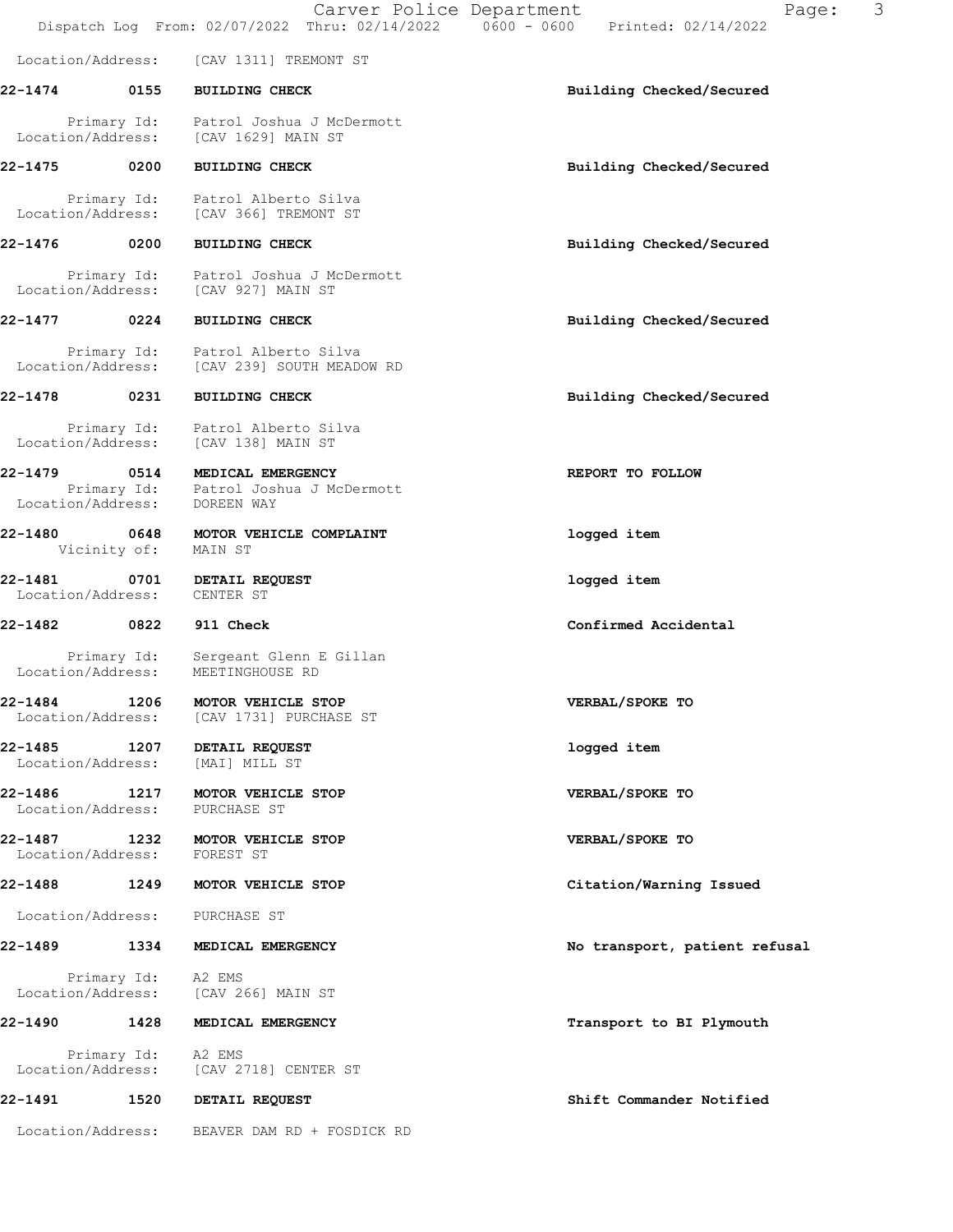Location/Address: [CAV 1311] TREMONT ST

**22-1474 0155 BUILDING CHECK** Building Checked/Secured

Primary Id: Patrol Joshua J McDermott
Location/Address: [CAV 1629] MAIN ST

**22-1475 0200 BUILDING CHECK** Building Checked/Secured

Primary Id: Patrol Alberto Silva
Location/Address: [CAV 366] TREMONT ST

**22-1476 0200 BUILDING CHECK** Building Checked/Secured

Primary Id: Patrol Joshua J McDermott
Location/Address: [CAV 927] MAIN ST

**22-1477 0224 BUILDING CHECK** Building Checked/Secured

Primary Id: Patrol Alberto Silva
Location/Address: [CAV 239] SOUTH MEADOW RD

**22-1478 0231 BUILDING CHECK** Building Checked/Secured

Primary Id: Patrol Alberto Silva
Location/Address: [CAV 138] MAIN ST

**22-1479 0514 MEDICAL EMERGENCY** REPORT TO FOLLOW
Primary Id: Patrol Joshua J McDermott
Location/Address: DOREEN WAY

**22-1480 0648 MOTOR VEHICLE COMPLAINT** logged item
Vicinity of: MAIN ST

**22-1481 0701 DETAIL REQUEST** logged item
Location/Address: CENTER ST

**22-1482 0822 911 Check** Confirmed Accidental

Primary Id: Sergeant Glenn E Gillan
Location/Address: MEETINGHOUSE RD

**22-1484 1206 MOTOR VEHICLE STOP** VERBAL/SPOKE TO
Location/Address: [CAV 1731] PURCHASE ST

**22-1485 1207 DETAIL REQUEST** logged item
Location/Address: [MAI] MILL ST

**22-1486 1217 MOTOR VEHICLE STOP** VERBAL/SPOKE TO
Location/Address: PURCHASE ST

**22-1487 1232 MOTOR VEHICLE STOP** VERBAL/SPOKE TO
Location/Address: FOREST ST

**22-1488 1249 MOTOR VEHICLE STOP** Citation/Warning Issued

Location/Address: PURCHASE ST

**22-1489 1334 MEDICAL EMERGENCY** No transport, patient refusal

Primary Id: A2 EMS
Location/Address: [CAV 266] MAIN ST

**22-1490 1428 MEDICAL EMERGENCY** Transport to BI Plymouth

Primary Id: A2 EMS
Location/Address: [CAV 2718] CENTER ST

**22-1491 1520 DETAIL REQUEST** Shift Commander Notified

Location/Address: BEAVER DAM RD + FOSDICK RD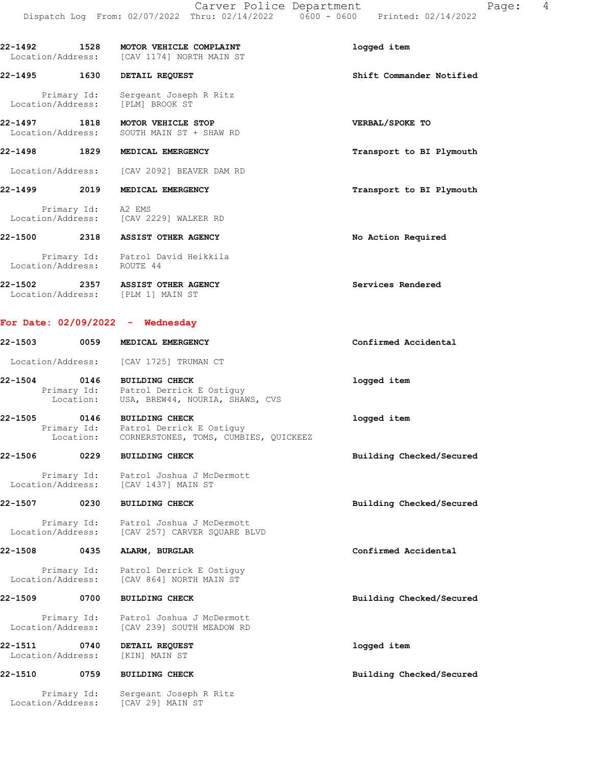**22-1492** 1528 **MOTOR VEHICLE COMPLAINT** **logged item**
Location/Address: [CAV 1174] NORTH MAIN ST

**22-1495** 1630 **DETAIL REQUEST** **Shift Commander Notified**
Primary Id: Sergeant Joseph R Ritz
Location/Address: [PLM] BROOK ST

**22-1497** 1818 **MOTOR VEHICLE STOP** **VERBAL/SPOKE TO**
Location/Address: SOUTH MAIN ST + SHAW RD

**22-1498** 1829 **MEDICAL EMERGENCY** **Transport to BI Plymouth**
Location/Address: [CAV 2092] BEAVER DAM RD

**22-1499** 2019 **MEDICAL EMERGENCY** **Transport to BI Plymouth**
Primary Id: A2 EMS
Location/Address: [CAV 2229] WALKER RD

**22-1500** 2318 **ASSIST OTHER AGENCY** **No Action Required**
Primary Id: Patrol David Heikkila
Location/Address: ROUTE 44

**22-1502** 2357 **ASSIST OTHER AGENCY** **Services Rendered**
Location/Address: [PLM 1] MAIN ST

## For Date: 02/09/2022 - Wednesday

**22-1503** 0059 **MEDICAL EMERGENCY** **Confirmed Accidental**
Location/Address: [CAV 1725] TRUMAN CT

**22-1504** 0146 **BUILDING CHECK** **logged item**
Primary Id: Patrol Derrick E Ostiguy
Location: USA, BREW44, NOURIA, SHAWS, CVS

**22-1505** 0146 **BUILDING CHECK** **logged item**
Primary Id: Patrol Derrick E Ostiguy
Location: CORNERSTONES, TOMS, CUMBIES, QUICKEEZ

**22-1506** 0229 **BUILDING CHECK** **Building Checked/Secured**
Primary Id: Patrol Joshua J McDermott
Location/Address: [CAV 1437] MAIN ST

**22-1507** 0230 **BUILDING CHECK** **Building Checked/Secured**
Primary Id: Patrol Joshua J McDermott
Location/Address: [CAV 257] CARVER SQUARE BLVD

**22-1508** 0435 **ALARM, BURGLAR** **Confirmed Accidental**
Primary Id: Patrol Derrick E Ostiguy
Location/Address: [CAV 864] NORTH MAIN ST

**22-1509** 0700 **BUILDING CHECK** **Building Checked/Secured**
Primary Id: Patrol Joshua J McDermott
Location/Address: [CAV 239] SOUTH MEADOW RD

**22-1511** 0740 **DETAIL REQUEST** **logged item**
Location/Address: [KIN] MAIN ST

**22-1510** 0759 **BUILDING CHECK** **Building Checked/Secured**
Primary Id: Sergeant Joseph R Ritz
Location/Address: [CAV 29] MAIN ST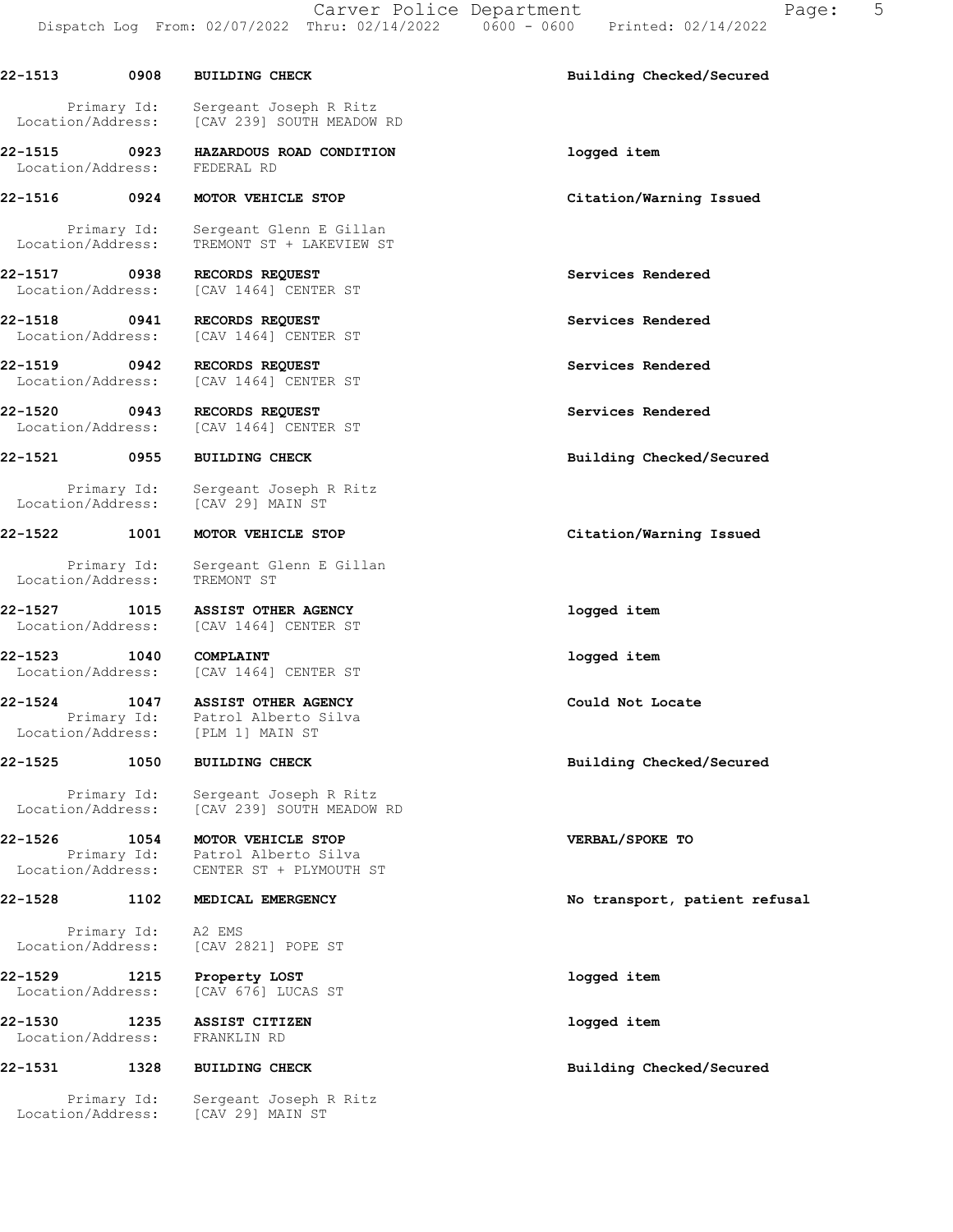**22-1513 0908 BUILDING CHECK** — **Building Checked/Secured**

Primary Id: Sergeant Joseph R Ritz
Location/Address: [CAV 239] SOUTH MEADOW RD

**22-1515 0923 HAZARDOUS ROAD CONDITION** — **logged item**

Location/Address: FEDERAL RD

**22-1516 0924 MOTOR VEHICLE STOP** — **Citation/Warning Issued**

Primary Id: Sergeant Glenn E Gillan
Location/Address: TREMONT ST + LAKEVIEW ST

**22-1517 0938 RECORDS REQUEST** — **Services Rendered**

Location/Address: [CAV 1464] CENTER ST

**22-1518 0941 RECORDS REQUEST** — **Services Rendered**

Location/Address: [CAV 1464] CENTER ST

**22-1519 0942 RECORDS REQUEST** — **Services Rendered**

Location/Address: [CAV 1464] CENTER ST

**22-1520 0943 RECORDS REQUEST** — **Services Rendered**

Location/Address: [CAV 1464] CENTER ST

**22-1521 0955 BUILDING CHECK** — **Building Checked/Secured**

Primary Id: Sergeant Joseph R Ritz
Location/Address: [CAV 29] MAIN ST

**22-1522 1001 MOTOR VEHICLE STOP** — **Citation/Warning Issued**

Primary Id: Sergeant Glenn E Gillan
Location/Address: TREMONT ST

**22-1527 1015 ASSIST OTHER AGENCY** — **logged item**

Location/Address: [CAV 1464] CENTER ST

**22-1523 1040 COMPLAINT** — **logged item**

Location/Address: [CAV 1464] CENTER ST

**22-1524 1047 ASSIST OTHER AGENCY** — **Could Not Locate**

Primary Id: Patrol Alberto Silva
Location/Address: [PLM 1] MAIN ST

**22-1525 1050 BUILDING CHECK** — **Building Checked/Secured**

Primary Id: Sergeant Joseph R Ritz
Location/Address: [CAV 239] SOUTH MEADOW RD

**22-1526 1054 MOTOR VEHICLE STOP** — **VERBAL/SPOKE TO**

Primary Id: Patrol Alberto Silva
Location/Address: CENTER ST + PLYMOUTH ST

**22-1528 1102 MEDICAL EMERGENCY** — **No transport, patient refusal**

Primary Id: A2 EMS
Location/Address: [CAV 2821] POPE ST

**22-1529 1215 Property LOST** — **logged item**

Location/Address: [CAV 676] LUCAS ST

**22-1530 1235 ASSIST CITIZEN** — **logged item**

Location/Address: FRANKLIN RD

**22-1531 1328 BUILDING CHECK** — **Building Checked/Secured**

Primary Id: Sergeant Joseph R Ritz
Location/Address: [CAV 29] MAIN ST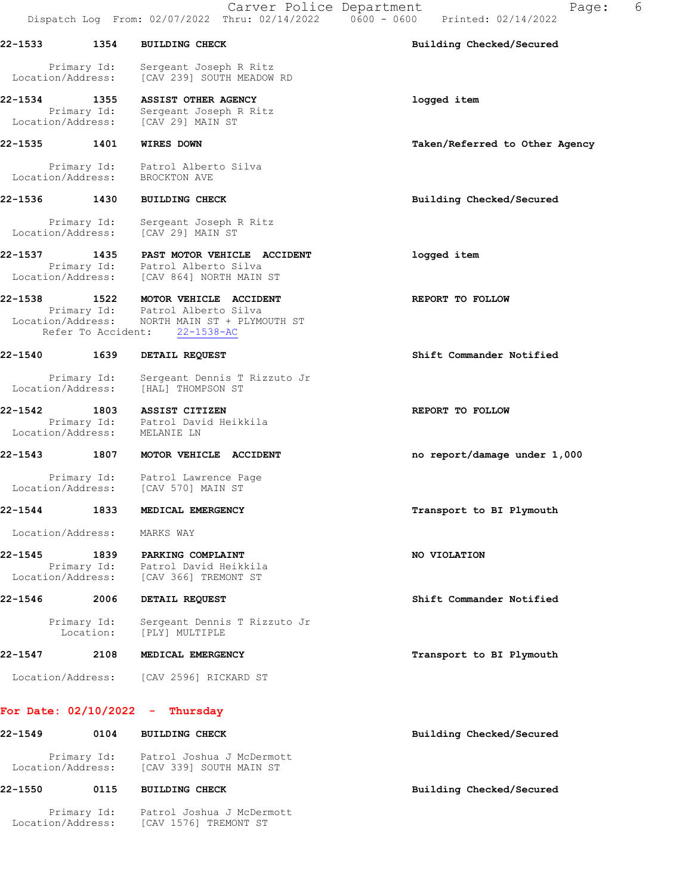22-1533 1354 **BUILDING CHECK** **Building Checked/Secured**

Primary Id: Sergeant Joseph R Ritz
Location/Address: [CAV 239] SOUTH MEADOW RD

22-1534 1355 **ASSIST OTHER AGENCY** **logged item**
Primary Id: Sergeant Joseph R Ritz
Location/Address: [CAV 29] MAIN ST

22-1535 1401 **WIRES DOWN** **Taken/Referred to Other Agency**

Primary Id: Patrol Alberto Silva
Location/Address: BROCKTON AVE

22-1536 1430 **BUILDING CHECK** **Building Checked/Secured**

Primary Id: Sergeant Joseph R Ritz
Location/Address: [CAV 29] MAIN ST

22-1537 1435 **PAST MOTOR VEHICLE ACCIDENT** **logged item**
Primary Id: Patrol Alberto Silva
Location/Address: [CAV 864] NORTH MAIN ST

22-1538 1522 **MOTOR VEHICLE ACCIDENT** **REPORT TO FOLLOW**
Primary Id: Patrol Alberto Silva
Location/Address: NORTH MAIN ST + PLYMOUTH ST
Refer To Accident: 22-1538-AC

22-1540 1639 **DETAIL REQUEST** **Shift Commander Notified**

Primary Id: Sergeant Dennis T Rizzuto Jr
Location/Address: [HAL] THOMPSON ST

22-1542 1803 **ASSIST CITIZEN** **REPORT TO FOLLOW**
Primary Id: Patrol David Heikkila
Location/Address: MELANIE LN

22-1543 1807 **MOTOR VEHICLE ACCIDENT** **no report/damage under 1,000**

Primary Id: Patrol Lawrence Page
Location/Address: [CAV 570] MAIN ST

22-1544 1833 **MEDICAL EMERGENCY** **Transport to BI Plymouth**

Location/Address: MARKS WAY

22-1545 1839 **PARKING COMPLAINT** **NO VIOLATION**
Primary Id: Patrol David Heikkila
Location/Address: [CAV 366] TREMONT ST

22-1546 2006 **DETAIL REQUEST** **Shift Commander Notified**

Primary Id: Sergeant Dennis T Rizzuto Jr
Location: [PLY] MULTIPLE

22-1547 2108 **MEDICAL EMERGENCY** **Transport to BI Plymouth**

Location/Address: [CAV 2596] RICKARD ST

## For Date: 02/10/2022 - Thursday

22-1549 0104 **BUILDING CHECK** **Building Checked/Secured**

Primary Id: Patrol Joshua J McDermott
Location/Address: [CAV 339] SOUTH MAIN ST

22-1550 0115 **BUILDING CHECK** **Building Checked/Secured**

Primary Id: Patrol Joshua J McDermott
Location/Address: [CAV 1576] TREMONT ST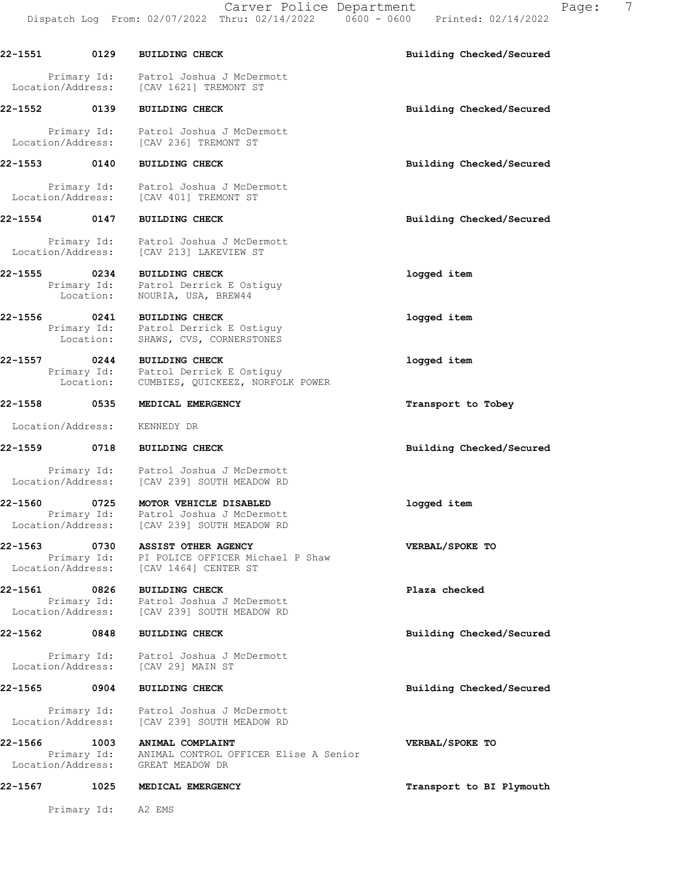22-1551 0129 BUILDING CHECK Building Checked/Secured

Primary Id: Patrol Joshua J McDermott
Location/Address: [CAV 1621] TREMONT ST

22-1552 0139 BUILDING CHECK Building Checked/Secured

Primary Id: Patrol Joshua J McDermott
Location/Address: [CAV 236] TREMONT ST

22-1553 0140 BUILDING CHECK Building Checked/Secured

Primary Id: Patrol Joshua J McDermott
Location/Address: [CAV 401] TREMONT ST

22-1554 0147 BUILDING CHECK Building Checked/Secured

Primary Id: Patrol Joshua J McDermott
Location/Address: [CAV 213] LAKEVIEW ST

22-1555 0234 BUILDING CHECK logged item
Primary Id: Patrol Derrick E Ostiguy
Location: NOURIA, USA, BREW44

22-1556 0241 BUILDING CHECK logged item
Primary Id: Patrol Derrick E Ostiguy
Location: SHAWS, CVS, CORNERSTONES

22-1557 0244 BUILDING CHECK logged item
Primary Id: Patrol Derrick E Ostiguy
Location: CUMBIES, QUICKEEZ, NORFOLK POWER

22-1558 0535 MEDICAL EMERGENCY Transport to Tobey

Location/Address: KENNEDY DR

22-1559 0718 BUILDING CHECK Building Checked/Secured

Primary Id: Patrol Joshua J McDermott
Location/Address: [CAV 239] SOUTH MEADOW RD

22-1560 0725 MOTOR VEHICLE DISABLED logged item
Primary Id: Patrol Joshua J McDermott
Location/Address: [CAV 239] SOUTH MEADOW RD

22-1563 0730 ASSIST OTHER AGENCY VERBAL/SPOKE TO
Primary Id: PI POLICE OFFICER Michael P Shaw
Location/Address: [CAV 1464] CENTER ST

22-1561 0826 BUILDING CHECK Plaza checked
Primary Id: Patrol Joshua J McDermott
Location/Address: [CAV 239] SOUTH MEADOW RD

22-1562 0848 BUILDING CHECK Building Checked/Secured

Primary Id: Patrol Joshua J McDermott
Location/Address: [CAV 29] MAIN ST

22-1565 0904 BUILDING CHECK Building Checked/Secured

Primary Id: Patrol Joshua J McDermott
Location/Address: [CAV 239] SOUTH MEADOW RD

22-1566 1003 ANIMAL COMPLAINT VERBAL/SPOKE TO
Primary Id: ANIMAL CONTROL OFFICER Elise A Senior
Location/Address: GREAT MEADOW DR

22-1567 1025 MEDICAL EMERGENCY Transport to BI Plymouth

Primary Id: A2 EMS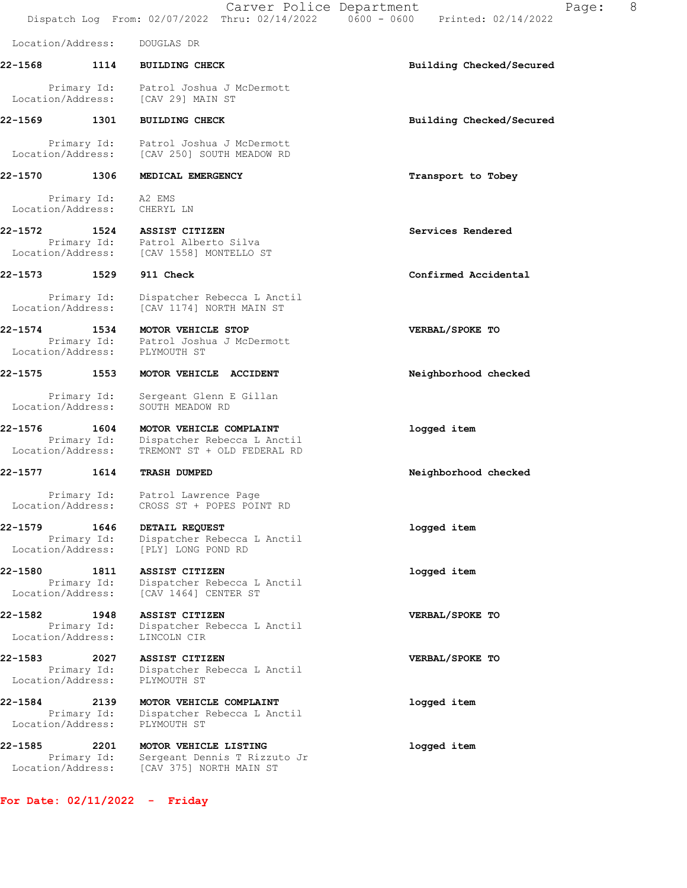Location/Address: DOUGLAS DR

**22-1568 1114 BUILDING CHECK** Building Checked/Secured

Primary Id: Patrol Joshua J McDermott
Location/Address: [CAV 29] MAIN ST

**22-1569 1301 BUILDING CHECK** Building Checked/Secured

Primary Id: Patrol Joshua J McDermott
Location/Address: [CAV 250] SOUTH MEADOW RD

**22-1570 1306 MEDICAL EMERGENCY** Transport to Tobey

Primary Id: A2 EMS
Location/Address: CHERYL LN

**22-1572 1524 ASSIST CITIZEN** Services Rendered
Primary Id: Patrol Alberto Silva
Location/Address: [CAV 1558] MONTELLO ST

**22-1573 1529 911 Check** Confirmed Accidental

Primary Id: Dispatcher Rebecca L Anctil
Location/Address: [CAV 1174] NORTH MAIN ST

**22-1574 1534 MOTOR VEHICLE STOP** VERBAL/SPOKE TO
Primary Id: Patrol Joshua J McDermott
Location/Address: PLYMOUTH ST

**22-1575 1553 MOTOR VEHICLE ACCIDENT** Neighborhood checked

Primary Id: Sergeant Glenn E Gillan
Location/Address: SOUTH MEADOW RD

**22-1576 1604 MOTOR VEHICLE COMPLAINT** logged item
Primary Id: Dispatcher Rebecca L Anctil
Location/Address: TREMONT ST + OLD FEDERAL RD

**22-1577 1614 TRASH DUMPED** Neighborhood checked

Primary Id: Patrol Lawrence Page
Location/Address: CROSS ST + POPES POINT RD

**22-1579 1646 DETAIL REQUEST** logged item
Primary Id: Dispatcher Rebecca L Anctil
Location/Address: [PLY] LONG POND RD

**22-1580 1811 ASSIST CITIZEN** logged item
Primary Id: Dispatcher Rebecca L Anctil
Location/Address: [CAV 1464] CENTER ST

**22-1582 1948 ASSIST CITIZEN** VERBAL/SPOKE TO
Primary Id: Dispatcher Rebecca L Anctil
Location/Address: LINCOLN CIR

**22-1583 2027 ASSIST CITIZEN** VERBAL/SPOKE TO
Primary Id: Dispatcher Rebecca L Anctil
Location/Address: PLYMOUTH ST

**22-1584 2139 MOTOR VEHICLE COMPLAINT** logged item
Primary Id: Dispatcher Rebecca L Anctil
Location/Address: PLYMOUTH ST

**22-1585 2201 MOTOR VEHICLE LISTING** logged item
Primary Id: Sergeant Dennis T Rizzuto Jr
Location/Address: [CAV 375] NORTH MAIN ST

**For Date: 02/11/2022 - Friday**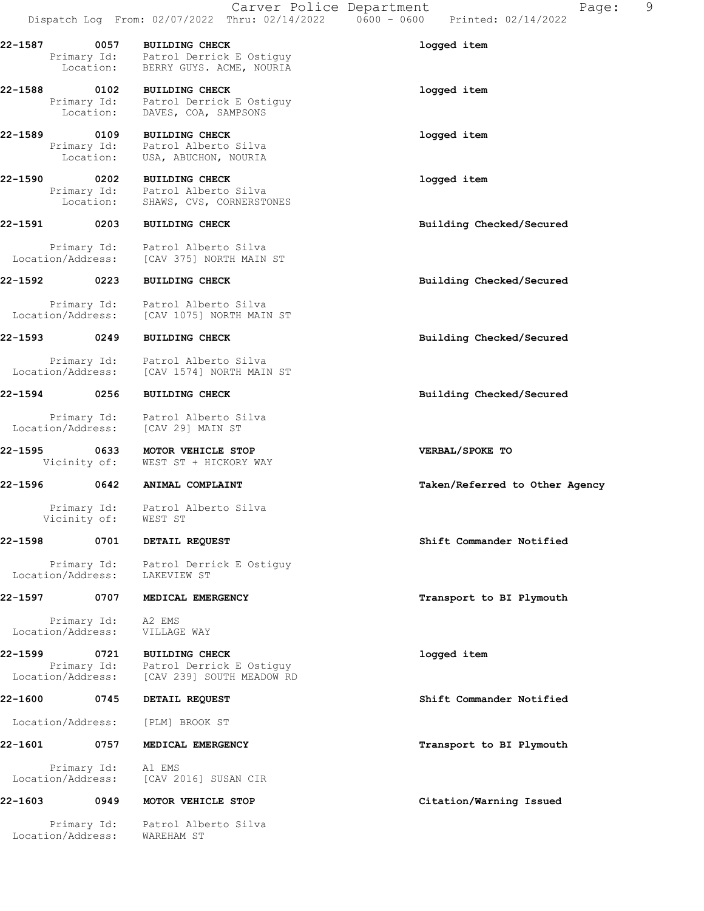**22-1587 0057 BUILDING CHECK** — **logged item**
Primary Id: Patrol Derrick E Ostiguy
Location: BERRY GUYS. ACME, NOURIA

**22-1588 0102 BUILDING CHECK** — **logged item**
Primary Id: Patrol Derrick E Ostiguy
Location: DAVES, COA, SAMPSONS

**22-1589 0109 BUILDING CHECK** — **logged item**
Primary Id: Patrol Alberto Silva
Location: USA, ABUCHON, NOURIA

**22-1590 0202 BUILDING CHECK** — **logged item**
Primary Id: Patrol Alberto Silva
Location: SHAWS, CVS, CORNERSTONES

**22-1591 0203 BUILDING CHECK** — **Building Checked/Secured**
Primary Id: Patrol Alberto Silva
Location/Address: [CAV 375] NORTH MAIN ST

**22-1592 0223 BUILDING CHECK** — **Building Checked/Secured**
Primary Id: Patrol Alberto Silva
Location/Address: [CAV 1075] NORTH MAIN ST

**22-1593 0249 BUILDING CHECK** — **Building Checked/Secured**
Primary Id: Patrol Alberto Silva
Location/Address: [CAV 1574] NORTH MAIN ST

**22-1594 0256 BUILDING CHECK** — **Building Checked/Secured**
Primary Id: Patrol Alberto Silva
Location/Address: [CAV 29] MAIN ST

**22-1595 0633 MOTOR VEHICLE STOP** — **VERBAL/SPOKE TO**
Vicinity of: WEST ST + HICKORY WAY

**22-1596 0642 ANIMAL COMPLAINT** — **Taken/Referred to Other Agency**
Primary Id: Patrol Alberto Silva
Vicinity of: WEST ST

**22-1598 0701 DETAIL REQUEST** — **Shift Commander Notified**
Primary Id: Patrol Derrick E Ostiguy
Location/Address: LAKEVIEW ST

**22-1597 0707 MEDICAL EMERGENCY** — **Transport to BI Plymouth**
Primary Id: A2 EMS
Location/Address: VILLAGE WAY

**22-1599 0721 BUILDING CHECK** — **logged item**
Primary Id: Patrol Derrick E Ostiguy
Location/Address: [CAV 239] SOUTH MEADOW RD

**22-1600 0745 DETAIL REQUEST** — **Shift Commander Notified**
Location/Address: [PLM] BROOK ST

**22-1601 0757 MEDICAL EMERGENCY** — **Transport to BI Plymouth**
Primary Id: A1 EMS
Location/Address: [CAV 2016] SUSAN CIR

**22-1603 0949 MOTOR VEHICLE STOP** — **Citation/Warning Issued**
Primary Id: Patrol Alberto Silva
Location/Address: WAREHAM ST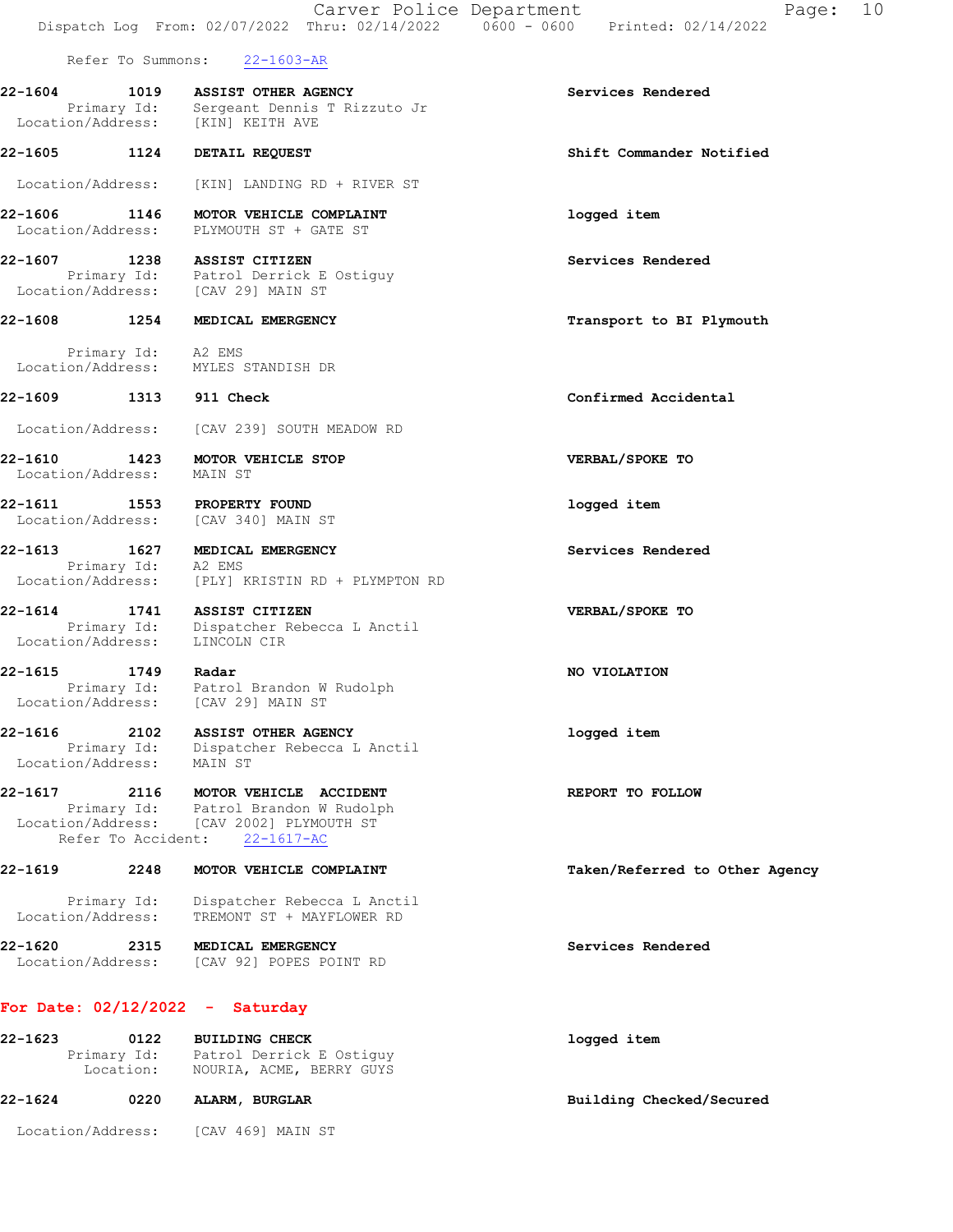Refer To Summons: 22-1603-AR

**22-1604** 1019 **ASSIST OTHER AGENCY** **Services Rendered**
Primary Id: Sergeant Dennis T Rizzuto Jr
Location/Address: [KIN] KEITH AVE

**22-1605** 1124 **DETAIL REQUEST** **Shift Commander Notified**
Location/Address: [KIN] LANDING RD + RIVER ST

**22-1606** 1146 **MOTOR VEHICLE COMPLAINT** **logged item**
Location/Address: PLYMOUTH ST + GATE ST

**22-1607** 1238 **ASSIST CITIZEN** **Services Rendered**
Primary Id: Patrol Derrick E Ostiguy
Location/Address: [CAV 29] MAIN ST

**22-1608** 1254 **MEDICAL EMERGENCY** **Transport to BI Plymouth**
Primary Id: A2 EMS
Location/Address: MYLES STANDISH DR

**22-1609** 1313 **911 Check** **Confirmed Accidental**
Location/Address: [CAV 239] SOUTH MEADOW RD

**22-1610** 1423 **MOTOR VEHICLE STOP** **VERBAL/SPOKE TO**
Location/Address: MAIN ST

**22-1611** 1553 **PROPERTY FOUND** **logged item**
Location/Address: [CAV 340] MAIN ST

**22-1613** 1627 **MEDICAL EMERGENCY** **Services Rendered**
Primary Id: A2 EMS
Location/Address: [PLY] KRISTIN RD + PLYMPTON RD

**22-1614** 1741 **ASSIST CITIZEN** **VERBAL/SPOKE TO**
Primary Id: Dispatcher Rebecca L Anctil
Location/Address: LINCOLN CIR

**22-1615** 1749 **Radar** **NO VIOLATION**
Primary Id: Patrol Brandon W Rudolph
Location/Address: [CAV 29] MAIN ST

**22-1616** 2102 **ASSIST OTHER AGENCY** **logged item**
Primary Id: Dispatcher Rebecca L Anctil
Location/Address: MAIN ST

**22-1617** 2116 **MOTOR VEHICLE ACCIDENT** **REPORT TO FOLLOW**
Primary Id: Patrol Brandon W Rudolph
Location/Address: [CAV 2002] PLYMOUTH ST
Refer To Accident: 22-1617-AC

**22-1619** 2248 **MOTOR VEHICLE COMPLAINT** **Taken/Referred to Other Agency**
Primary Id: Dispatcher Rebecca L Anctil
Location/Address: TREMONT ST + MAYFLOWER RD

**22-1620** 2315 **MEDICAL EMERGENCY** **Services Rendered**
Location/Address: [CAV 92] POPES POINT RD

## For Date: 02/12/2022 - Saturday

**22-1623** 0122 **BUILDING CHECK** **logged item**
Primary Id: Patrol Derrick E Ostiguy
Location: NOURIA, ACME, BERRY GUYS

**22-1624** 0220 **ALARM, BURGLAR** **Building Checked/Secured**
Location/Address: [CAV 469] MAIN ST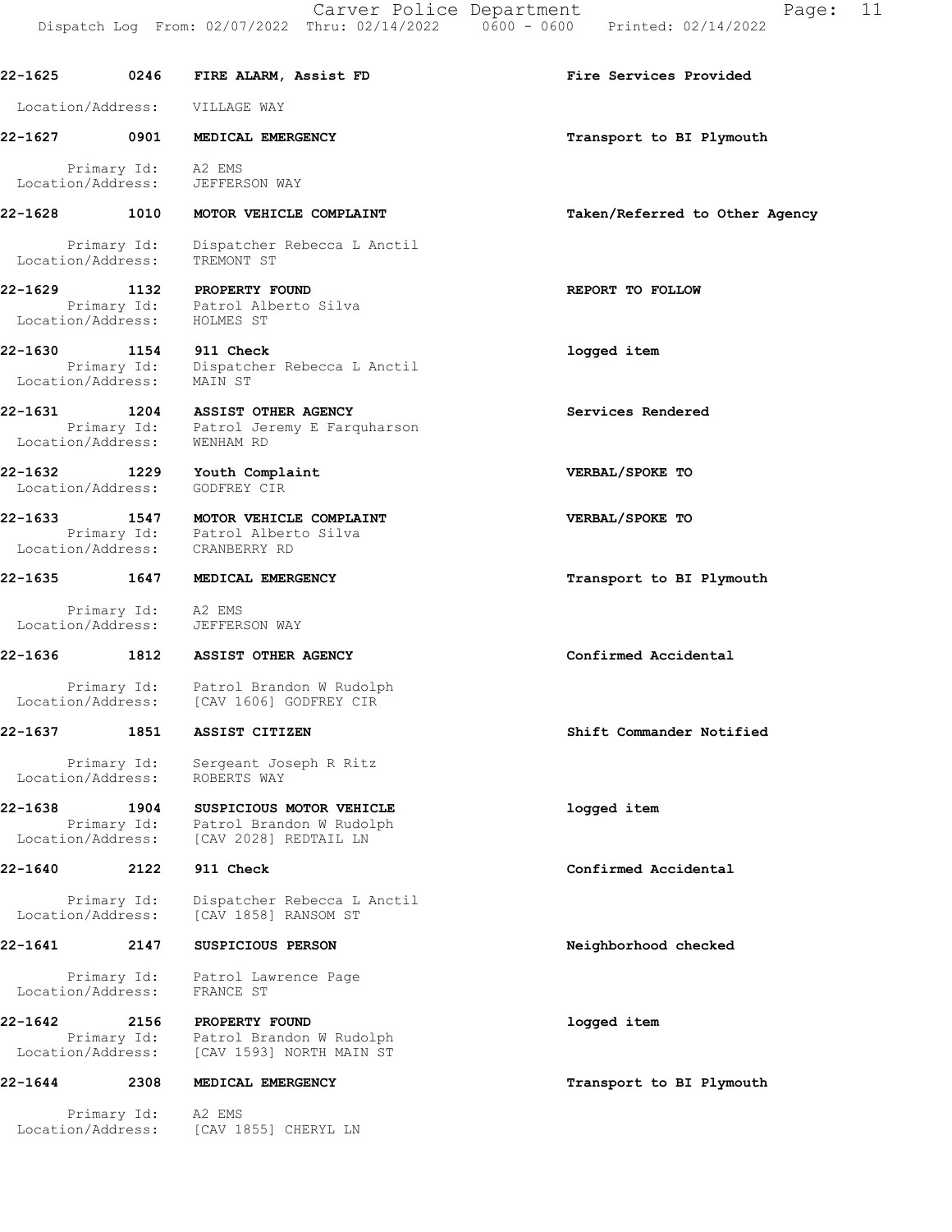22-1625 0246 FIRE ALARM, Assist FD — Fire Services Provided

Location/Address: VILLAGE WAY

22-1627 0901 MEDICAL EMERGENCY — Transport to BI Plymouth

Primary Id: A2 EMS
Location/Address: JEFFERSON WAY

22-1628 1010 MOTOR VEHICLE COMPLAINT — Taken/Referred to Other Agency

Primary Id: Dispatcher Rebecca L Anctil
Location/Address: TREMONT ST

22-1629 1132 PROPERTY FOUND — REPORT TO FOLLOW

Primary Id: Patrol Alberto Silva
Location/Address: HOLMES ST

22-1630 1154 911 Check — logged item

Primary Id: Dispatcher Rebecca L Anctil
Location/Address: MAIN ST

22-1631 1204 ASSIST OTHER AGENCY — Services Rendered

Primary Id: Patrol Jeremy E Farquharson
Location/Address: WENHAM RD

22-1632 1229 Youth Complaint — VERBAL/SPOKE TO

Location/Address: GODFREY CIR

22-1633 1547 MOTOR VEHICLE COMPLAINT — VERBAL/SPOKE TO

Primary Id: Patrol Alberto Silva
Location/Address: CRANBERRY RD

22-1635 1647 MEDICAL EMERGENCY — Transport to BI Plymouth

Primary Id: A2 EMS
Location/Address: JEFFERSON WAY

22-1636 1812 ASSIST OTHER AGENCY — Confirmed Accidental

Primary Id: Patrol Brandon W Rudolph
Location/Address: [CAV 1606] GODFREY CIR

22-1637 1851 ASSIST CITIZEN — Shift Commander Notified

Primary Id: Sergeant Joseph R Ritz
Location/Address: ROBERTS WAY

22-1638 1904 SUSPICIOUS MOTOR VEHICLE — logged item

Primary Id: Patrol Brandon W Rudolph
Location/Address: [CAV 2028] REDTAIL LN

22-1640 2122 911 Check — Confirmed Accidental

Primary Id: Dispatcher Rebecca L Anctil
Location/Address: [CAV 1858] RANSOM ST

22-1641 2147 SUSPICIOUS PERSON — Neighborhood checked

Primary Id: Patrol Lawrence Page
Location/Address: FRANCE ST

22-1642 2156 PROPERTY FOUND — logged item

Primary Id: Patrol Brandon W Rudolph
Location/Address: [CAV 1593] NORTH MAIN ST

22-1644 2308 MEDICAL EMERGENCY — Transport to BI Plymouth

Primary Id: A2 EMS
Location/Address: [CAV 1855] CHERYL LN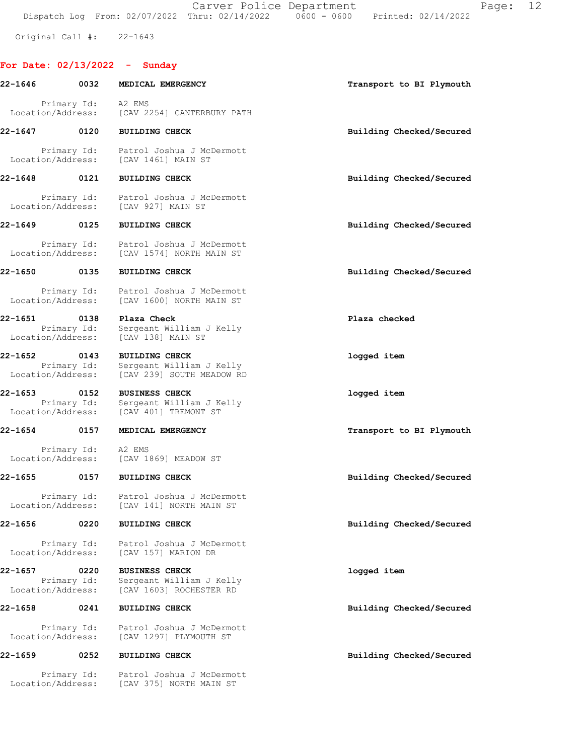Original Call #: 22-1643

## For Date: 02/13/2022 - Sunday

**22-1646** 0032 **MEDICAL EMERGENCY** — **Transport to BI Plymouth**

Primary Id: A2 EMS
Location/Address: [CAV 2254] CANTERBURY PATH

**22-1647** 0120 **BUILDING CHECK** — **Building Checked/Secured**

Primary Id: Patrol Joshua J McDermott
Location/Address: [CAV 1461] MAIN ST

**22-1648** 0121 **BUILDING CHECK** — **Building Checked/Secured**

Primary Id: Patrol Joshua J McDermott
Location/Address: [CAV 927] MAIN ST

**22-1649** 0125 **BUILDING CHECK** — **Building Checked/Secured**

Primary Id: Patrol Joshua J McDermott
Location/Address: [CAV 1574] NORTH MAIN ST

**22-1650** 0135 **BUILDING CHECK** — **Building Checked/Secured**

Primary Id: Patrol Joshua J McDermott
Location/Address: [CAV 1600] NORTH MAIN ST

**22-1651** 0138 **Plaza Check** — **Plaza checked**

Primary Id: Sergeant William J Kelly
Location/Address: [CAV 138] MAIN ST

**22-1652** 0143 **BUILDING CHECK** — **logged item**

Primary Id: Sergeant William J Kelly
Location/Address: [CAV 239] SOUTH MEADOW RD

**22-1653** 0152 **BUSINESS CHECK** — **logged item**

Primary Id: Sergeant William J Kelly
Location/Address: [CAV 401] TREMONT ST

**22-1654** 0157 **MEDICAL EMERGENCY** — **Transport to BI Plymouth**

Primary Id: A2 EMS
Location/Address: [CAV 1869] MEADOW ST

**22-1655** 0157 **BUILDING CHECK** — **Building Checked/Secured**

Primary Id: Patrol Joshua J McDermott
Location/Address: [CAV 141] NORTH MAIN ST

**22-1656** 0220 **BUILDING CHECK** — **Building Checked/Secured**

Primary Id: Patrol Joshua J McDermott
Location/Address: [CAV 157] MARION DR

**22-1657** 0220 **BUSINESS CHECK** — **logged item**

Primary Id: Sergeant William J Kelly
Location/Address: [CAV 1603] ROCHESTER RD

**22-1658** 0241 **BUILDING CHECK** — **Building Checked/Secured**

Primary Id: Patrol Joshua J McDermott
Location/Address: [CAV 1297] PLYMOUTH ST

**22-1659** 0252 **BUILDING CHECK** — **Building Checked/Secured**

Primary Id: Patrol Joshua J McDermott
Location/Address: [CAV 375] NORTH MAIN ST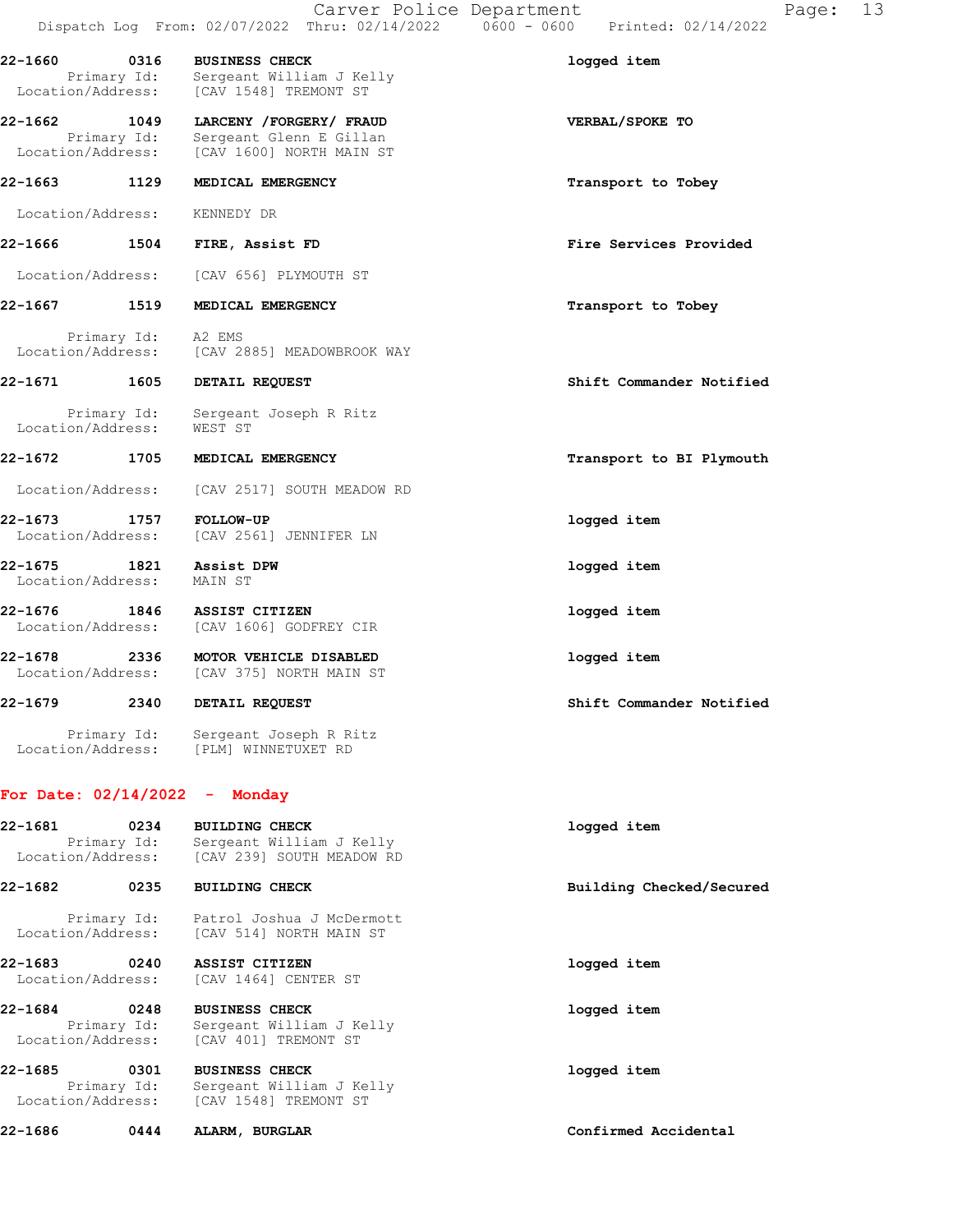22-1660 0316 BUSINESS CHECK logged item
Primary Id: Sergeant William J Kelly
Location/Address: [CAV 1548] TREMONT ST

22-1662 1049 LARCENY /FORGERY/ FRAUD VERBAL/SPOKE TO
Primary Id: Sergeant Glenn E Gillan
Location/Address: [CAV 1600] NORTH MAIN ST

22-1663 1129 MEDICAL EMERGENCY Transport to Tobey
Location/Address: KENNEDY DR

22-1666 1504 FIRE, Assist FD Fire Services Provided
Location/Address: [CAV 656] PLYMOUTH ST

22-1667 1519 MEDICAL EMERGENCY Transport to Tobey
Primary Id: A2 EMS
Location/Address: [CAV 2885] MEADOWBROOK WAY

22-1671 1605 DETAIL REQUEST Shift Commander Notified
Primary Id: Sergeant Joseph R Ritz
Location/Address: WEST ST

22-1672 1705 MEDICAL EMERGENCY Transport to BI Plymouth
Location/Address: [CAV 2517] SOUTH MEADOW RD

22-1673 1757 FOLLOW-UP logged item
Location/Address: [CAV 2561] JENNIFER LN

22-1675 1821 Assist DPW logged item
Location/Address: MAIN ST

22-1676 1846 ASSIST CITIZEN logged item
Location/Address: [CAV 1606] GODFREY CIR

22-1678 2336 MOTOR VEHICLE DISABLED logged item
Location/Address: [CAV 375] NORTH MAIN ST

22-1679 2340 DETAIL REQUEST Shift Commander Notified
Primary Id: Sergeant Joseph R Ritz
Location/Address: [PLM] WINNETUXET RD

## For Date: 02/14/2022 - Monday

22-1681 0234 BUILDING CHECK logged item
Primary Id: Sergeant William J Kelly
Location/Address: [CAV 239] SOUTH MEADOW RD

22-1682 0235 BUILDING CHECK Building Checked/Secured
Primary Id: Patrol Joshua J McDermott
Location/Address: [CAV 514] NORTH MAIN ST

22-1683 0240 ASSIST CITIZEN logged item
Location/Address: [CAV 1464] CENTER ST

22-1684 0248 BUSINESS CHECK logged item
Primary Id: Sergeant William J Kelly
Location/Address: [CAV 401] TREMONT ST

22-1685 0301 BUSINESS CHECK logged item
Primary Id: Sergeant William J Kelly
Location/Address: [CAV 1548] TREMONT ST

22-1686 0444 ALARM, BURGLAR Confirmed Accidental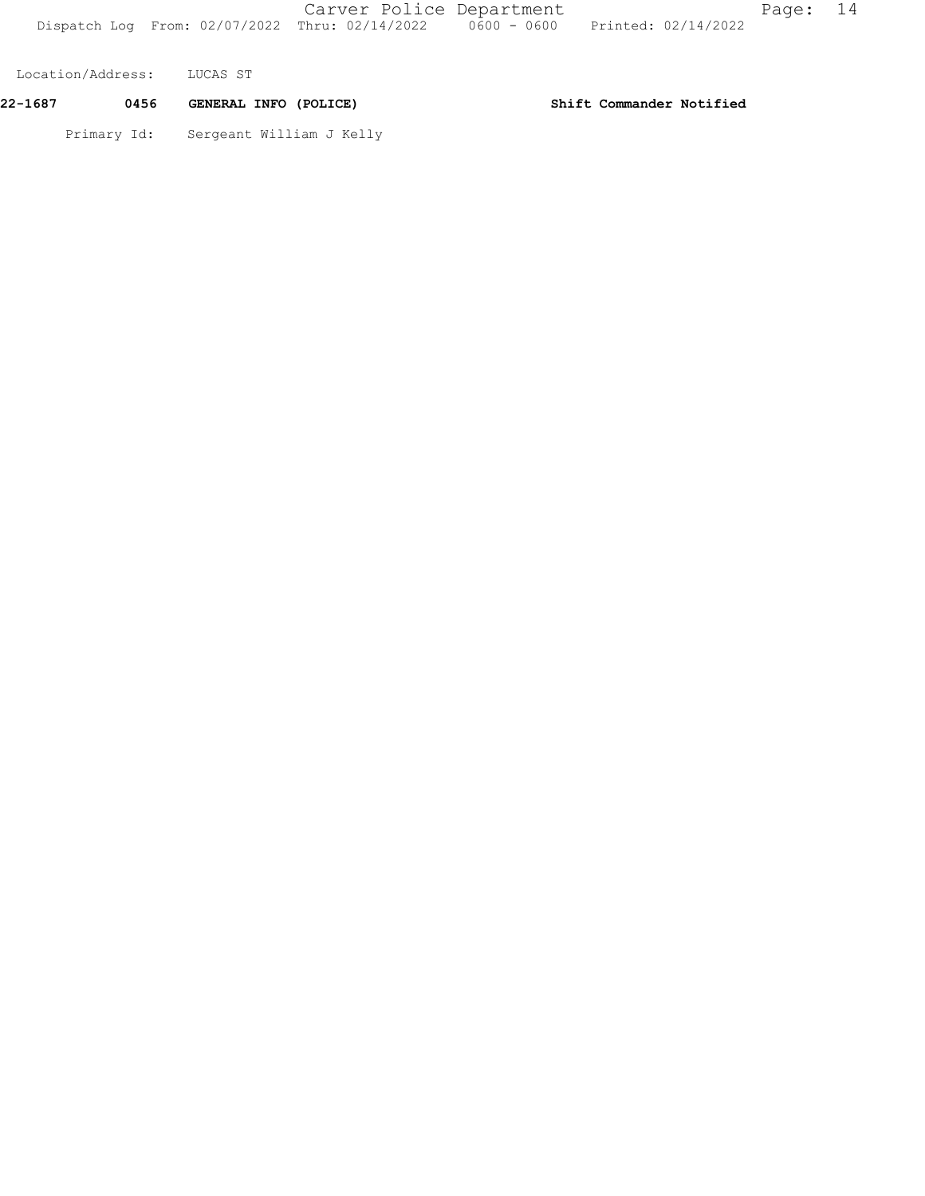Location/Address: LUCAS ST

**22-1687 0456 GENERAL INFO (POLICE) Shift Commander Notified**

Primary Id: Sergeant William J Kelly